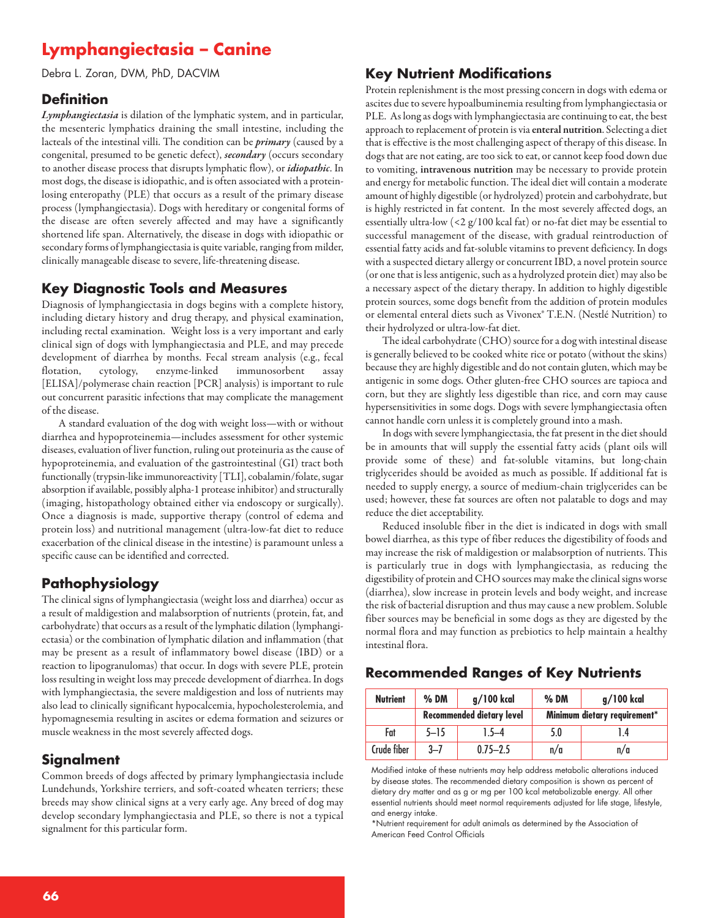# Lymphangiectasia – Canine

Debra L. Zoran, DVM, PhD, DACVIM

## Definition

***Lymphangiectasia*** is dilation of the lymphatic system, and in particular, the mesenteric lymphatics draining the small intestine, including the lacteals of the intestinal villi. The condition can be ***primary*** (caused by a congenital, presumed to be genetic defect), ***secondary*** (occurs secondary to another disease process that disrupts lymphatic flow), or ***idiopathic***. In most dogs, the disease is idiopathic, and is often associated with a protein-losing enteropathy (PLE) that occurs as a result of the primary disease process (lymphangiectasia). Dogs with hereditary or congenital forms of the disease are often severely affected and may have a significantly shortened life span. Alternatively, the disease in dogs with idiopathic or secondary forms of lymphangiectasia is quite variable, ranging from milder, clinically manageable disease to severe, life-threatening disease.

## Key Diagnostic Tools and Measures

Diagnosis of lymphangiectasia in dogs begins with a complete history, including dietary history and drug therapy, and physical examination, including rectal examination. Weight loss is a very important and early clinical sign of dogs with lymphangiectasia and PLE, and may precede development of diarrhea by months. Fecal stream analysis (e.g., fecal flotation, cytology, enzyme-linked immunosorbent assay [ELISA]/polymerase chain reaction [PCR] analysis) is important to rule out concurrent parasitic infections that may complicate the management of the disease.

A standard evaluation of the dog with weight loss—with or without diarrhea and hypoproteinemia—includes assessment for other systemic diseases, evaluation of liver function, ruling out proteinuria as the cause of hypoproteinemia, and evaluation of the gastrointestinal (GI) tract both functionally (trypsin-like immunoreactivity [TLI], cobalamin/folate, sugar absorption if available, possibly alpha-1 protease inhibitor) and structurally (imaging, histopathology obtained either via endoscopy or surgically). Once a diagnosis is made, supportive therapy (control of edema and protein loss) and nutritional management (ultra-low-fat diet to reduce exacerbation of the clinical disease in the intestine) is paramount unless a specific cause can be identified and corrected.

## Pathophysiology

The clinical signs of lymphangiectasia (weight loss and diarrhea) occur as a result of maldigestion and malabsorption of nutrients (protein, fat, and carbohydrate) that occurs as a result of the lymphatic dilation (lymphangiectasia) or the combination of lymphatic dilation and inflammation (that may be present as a result of inflammatory bowel disease (IBD) or a reaction to lipogranulomas) that occur. In dogs with severe PLE, protein loss resulting in weight loss may precede development of diarrhea. In dogs with lymphangiectasia, the severe maldigestion and loss of nutrients may also lead to clinically significant hypocalcemia, hypocholesterolemia, and hypomagnesemia resulting in ascites or edema formation and seizures or muscle weakness in the most severely affected dogs.

## Signalment

Common breeds of dogs affected by primary lymphangiectasia include Lundehunds, Yorkshire terriers, and soft-coated wheaten terriers; these breeds may show clinical signs at a very early age. Any breed of dog may develop secondary lymphangiectasia and PLE, so there is not a typical signalment for this particular form.

## Key Nutrient Modifications

Protein replenishment is the most pressing concern in dogs with edema or ascites due to severe hypoalbuminemia resulting from lymphangiectasia or PLE. As long as dogs with lymphangiectasia are continuing to eat, the best approach to replacement of protein is via **enteral nutrition**. Selecting a diet that is effective is the most challenging aspect of therapy of this disease. In dogs that are not eating, are too sick to eat, or cannot keep food down due to vomiting, **intravenous nutrition** may be necessary to provide protein and energy for metabolic function. The ideal diet will contain a moderate amount of highly digestible (or hydrolyzed) protein and carbohydrate, but is highly restricted in fat content. In the most severely affected dogs, an essentially ultra-low (<2 g/100 kcal fat) or no-fat diet may be essential to successful management of the disease, with gradual reintroduction of essential fatty acids and fat-soluble vitamins to prevent deficiency. In dogs with a suspected dietary allergy or concurrent IBD, a novel protein source (or one that is less antigenic, such as a hydrolyzed protein diet) may also be a necessary aspect of the dietary therapy. In addition to highly digestible protein sources, some dogs benefit from the addition of protein modules or elemental enteral diets such as Vivonex® T.E.N. (Nestlé Nutrition) to their hydrolyzed or ultra-low-fat diet.

The ideal carbohydrate (CHO) source for a dog with intestinal disease is generally believed to be cooked white rice or potato (without the skins) because they are highly digestible and do not contain gluten, which may be antigenic in some dogs. Other gluten-free CHO sources are tapioca and corn, but they are slightly less digestible than rice, and corn may cause hypersensitivities in some dogs. Dogs with severe lymphangiectasia often cannot handle corn unless it is completely ground into a mash.

In dogs with severe lymphangiectasia, the fat present in the diet should be in amounts that will supply the essential fatty acids (plant oils will provide some of these) and fat-soluble vitamins, but long-chain triglycerides should be avoided as much as possible. If additional fat is needed to supply energy, a source of medium-chain triglycerides can be used; however, these fat sources are often not palatable to dogs and may reduce the diet acceptability.

Reduced insoluble fiber in the diet is indicated in dogs with small bowel diarrhea, as this type of fiber reduces the digestibility of foods and may increase the risk of maldigestion or malabsorption of nutrients. This is particularly true in dogs with lymphangiectasia, as reducing the digestibility of protein and CHO sources may make the clinical signs worse (diarrhea), slow increase in protein levels and body weight, and increase the risk of bacterial disruption and thus may cause a new problem. Soluble fiber sources may be beneficial in some dogs as they are digested by the normal flora and may function as prebiotics to help maintain a healthy intestinal flora.

## Recommended Ranges of Key Nutrients

| Nutrient | % DM | g/100 kcal | % DM | g/100 kcal |
|---|---|---|---|---|
| | Recommended dietary level | | Minimum dietary requirement* | |
| Fat | 5–15 | 1.5–4 | 5.0 | 1.4 |
| Crude fiber | 3–7 | 0.75–2.5 | n/a | n/a |

Modified intake of these nutrients may help address metabolic alterations induced by disease states. The recommended dietary composition is shown as percent of dietary dry matter and as g or mg per 100 kcal metabolizable energy. All other essential nutrients should meet normal requirements adjusted for life stage, lifestyle, and energy intake.

*Nutrient requirement for adult animals as determined by the Association of American Feed Control Officials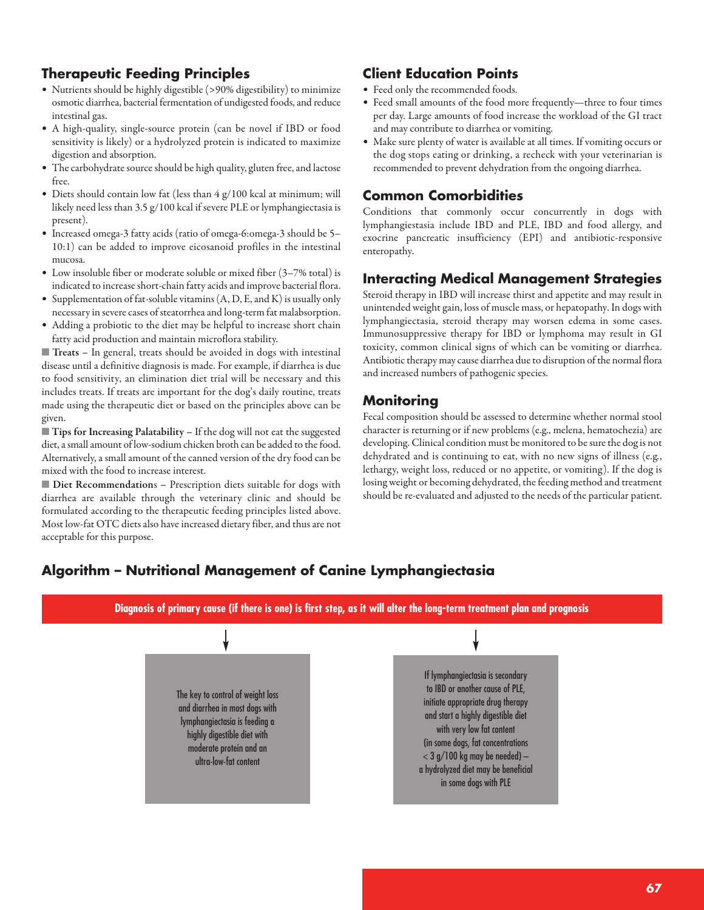## Therapeutic Feeding Principles

- Nutrients should be highly digestible (>90% digestibility) to minimize osmotic diarrhea, bacterial fermentation of undigested foods, and reduce intestinal gas.
- A high-quality, single-source protein (can be novel if IBD or food sensitivity is likely) or a hydrolyzed protein is indicated to maximize digestion and absorption.
- The carbohydrate source should be high quality, gluten free, and lactose free.
- Diets should contain low fat (less than 4 g/100 kcal at minimum; will likely need less than 3.5 g/100 kcal if severe PLE or lymphangiectasia is present).
- Increased omega-3 fatty acids (ratio of omega-6:omega-3 should be 5–10:1) can be added to improve eicosanoid profiles in the intestinal mucosa.
- Low insoluble fiber or moderate soluble or mixed fiber (3–7% total) is indicated to increase short-chain fatty acids and improve bacterial flora.
- Supplementation of fat-soluble vitamins (A, D, E, and K) is usually only necessary in severe cases of steatorrhea and long-term fat malabsorption.
- Adding a probiotic to the diet may be helpful to increase short chain fatty acid production and maintain microflora stability.

■ **Treats** – In general, treats should be avoided in dogs with intestinal disease until a definitive diagnosis is made. For example, if diarrhea is due to food sensitivity, an elimination diet trial will be necessary and this includes treats. If treats are important for the dog's daily routine, treats made using the therapeutic diet or based on the principles above can be given.

■ **Tips for Increasing Palatability** – If the dog will not eat the suggested diet, a small amount of low-sodium chicken broth can be added to the food. Alternatively, a small amount of the canned version of the dry food can be mixed with the food to increase interest.

■ **Diet Recommendation**s – Prescription diets suitable for dogs with diarrhea are available through the veterinary clinic and should be formulated according to the therapeutic feeding principles listed above. Most low-fat OTC diets also have increased dietary fiber, and thus are not acceptable for this purpose.

## Client Education Points

- Feed only the recommended foods.
- Feed small amounts of the food more frequently—three to four times per day. Large amounts of food increase the workload of the GI tract and may contribute to diarrhea or vomiting.
- Make sure plenty of water is available at all times. If vomiting occurs or the dog stops eating or drinking, a recheck with your veterinarian is recommended to prevent dehydration from the ongoing diarrhea.

## Common Comorbidities

Conditions that commonly occur concurrently in dogs with lymphangiestasia include IBD and PLE, IBD and food allergy, and exocrine pancreatic insufficiency (EPI) and antibiotic-responsive enteropathy.

## Interacting Medical Management Strategies

Steroid therapy in IBD will increase thirst and appetite and may result in unintended weight gain, loss of muscle mass, or hepatopathy. In dogs with lymphangiectasia, steroid therapy may worsen edema in some cases. Immunosuppressive therapy for IBD or lymphoma may result in GI toxicity, common clinical signs of which can be vomiting or diarrhea. Antibiotic therapy may cause diarrhea due to disruption of the normal flora and increased numbers of pathogenic species.

## Monitoring

Fecal composition should be assessed to determine whether normal stool character is returning or if new problems (e.g., melena, hematochezia) are developing. Clinical condition must be monitored to be sure the dog is not dehydrated and is continuing to eat, with no new signs of illness (e.g., lethargy, weight loss, reduced or no appetite, or vomiting). If the dog is losing weight or becoming dehydrated, the feeding method and treatment should be re-evaluated and adjusted to the needs of the particular patient.

## Algorithm – Nutritional Management of Canine Lymphangiectasia

**Diagnosis of primary cause (if there is one) is first step, as it will alter the long-term treatment plan and prognosis**

The key to control of weight loss and diarrhea in most dogs with lymphangiectasia is feeding a highly digestible diet with moderate protein and an ultra-low-fat content

If lymphangiectasia is secondary to IBD or another cause of PLE, initiate appropriate drug therapy and start a highly digestible diet with very low fat content (in some dogs, fat concentrations < 3 g/100 kg may be needed) – a hydrolyzed diet may be beneficial in some dogs with PLE